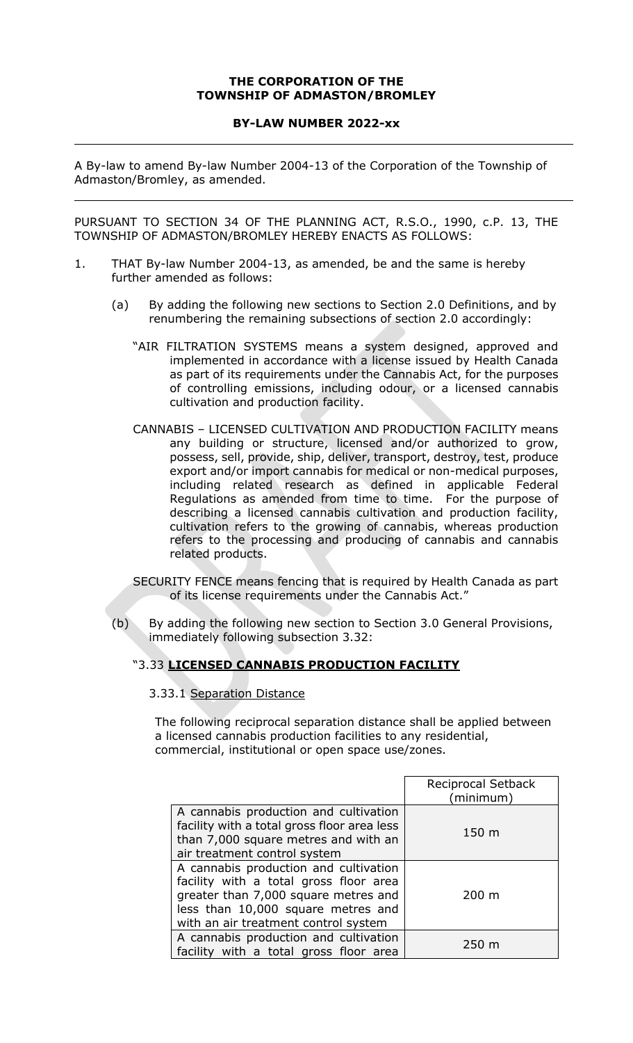**THE CORPORATION OF THE TOWNSHIP OF ADMASTON/BROMLEY**

**BY-LAW NUMBER 2022-xx**

---

A By-law to amend By-law Number 2004-13 of the Corporation of the Township of Admaston/Bromley, as amended.

---

PURSUANT TO SECTION 34 OF THE PLANNING ACT, R.S.O., 1990, c.P. 13, THE TOWNSHIP OF ADMASTON/BROMLEY HEREBY ENACTS AS FOLLOWS:

1. THAT By-law Number 2004-13, as amended, be and the same is hereby further amended as follows:

   (a) By adding the following new sections to Section 2.0 Definitions, and by renumbering the remaining subsections of section 2.0 accordingly:

      "AIR FILTRATION SYSTEMS means a system designed, approved and implemented in accordance with a license issued by Health Canada as part of its requirements under the Cannabis Act, for the purposes of controlling emissions, including odour, or a licensed cannabis cultivation and production facility.

      CANNABIS – LICENSED CULTIVATION AND PRODUCTION FACILITY means any building or structure, licensed and/or authorized to grow, possess, sell, provide, ship, deliver, transport, destroy, test, produce export and/or import cannabis for medical or non-medical purposes, including related research as defined in applicable Federal Regulations as amended from time to time. For the purpose of describing a licensed cannabis cultivation and production facility, cultivation refers to the growing of cannabis, whereas production refers to the processing and producing of cannabis and cannabis related products.

      SECURITY FENCE means fencing that is required by Health Canada as part of its license requirements under the Cannabis Act."

   (b) By adding the following new section to Section 3.0 General Provisions, immediately following subsection 3.32:

      "3.33 **LICENSED CANNABIS PRODUCTION FACILITY**

      3.33.1 Separation Distance

      The following reciprocal separation distance shall be applied between a licensed cannabis production facilities to any residential, commercial, institutional or open space use/zones.

| | Reciprocal Setback (minimum) |
|---|---|
| A cannabis production and cultivation facility with a total gross floor area less than 7,000 square metres and with an air treatment control system | 150 m |
| A cannabis production and cultivation facility with a total gross floor area greater than 7,000 square metres and less than 10,000 square metres and with an air treatment control system | 200 m |
| A cannabis production and cultivation facility with a total gross floor area | 250 m |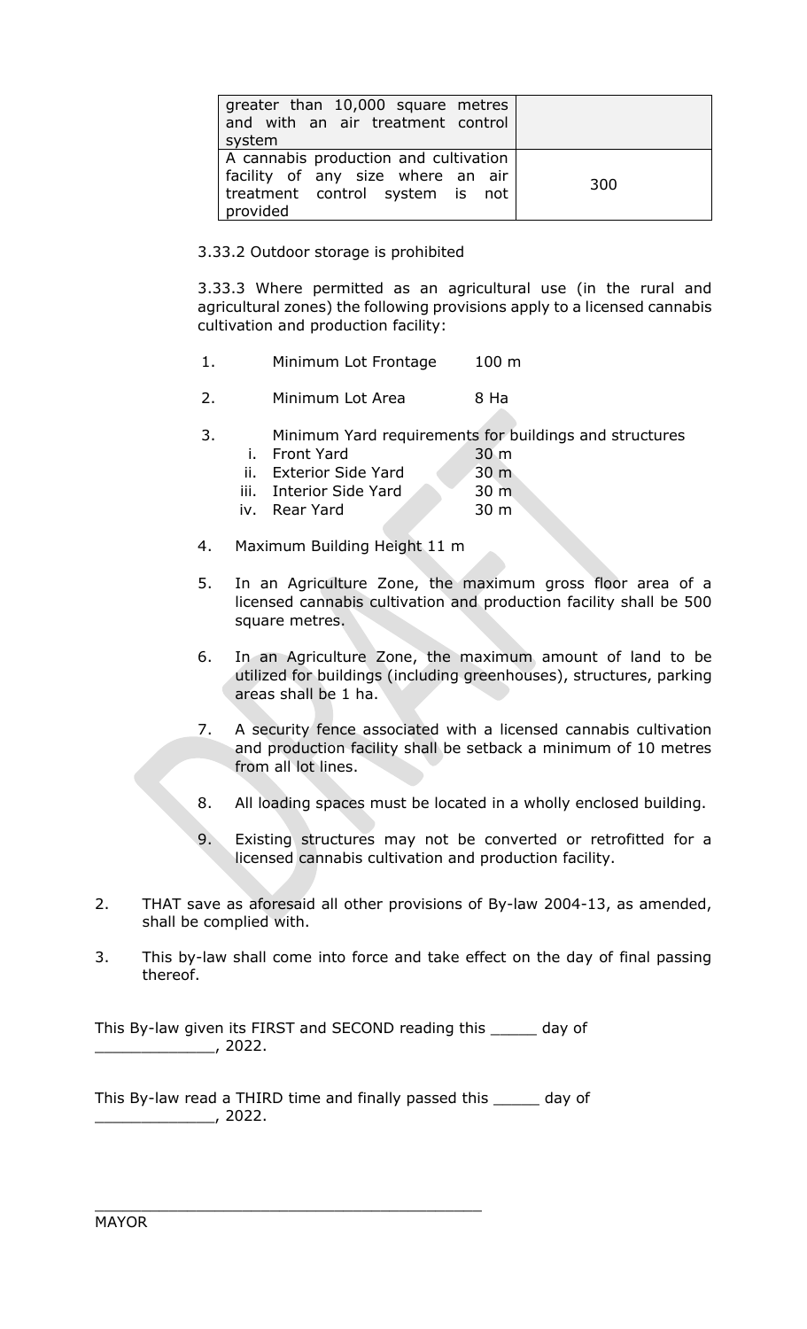| | |
|---|---|
| greater than 10,000 square metres and with an air treatment control system | |
| A cannabis production and cultivation facility of any size where an air treatment control system is not provided | 300 |

3.33.2 Outdoor storage is prohibited

3.33.3 Where permitted as an agricultural use (in the rural and agricultural zones) the following provisions apply to a licensed cannabis cultivation and production facility:

1. Minimum Lot Frontage 100 m
2. Minimum Lot Area 8 Ha
3. Minimum Yard requirements for buildings and structures
   i. Front Yard 30 m
   ii. Exterior Side Yard 30 m
   iii. Interior Side Yard 30 m
   iv. Rear Yard 30 m
4. Maximum Building Height 11 m
5. In an Agriculture Zone, the maximum gross floor area of a licensed cannabis cultivation and production facility shall be 500 square metres.
6. In an Agriculture Zone, the maximum amount of land to be utilized for buildings (including greenhouses), structures, parking areas shall be 1 ha.
7. A security fence associated with a licensed cannabis cultivation and production facility shall be setback a minimum of 10 metres from all lot lines.
8. All loading spaces must be located in a wholly enclosed building.
9. Existing structures may not be converted or retrofitted for a licensed cannabis cultivation and production facility.

2. THAT save as aforesaid all other provisions of By-law 2004-13, as amended, shall be complied with.

3. This by-law shall come into force and take effect on the day of final passing thereof.

This By-law given its FIRST and SECOND reading this _____ day of _____________, 2022.

This By-law read a THIRD time and finally passed this _____ day of _____________, 2022.

_________________________________________

MAYOR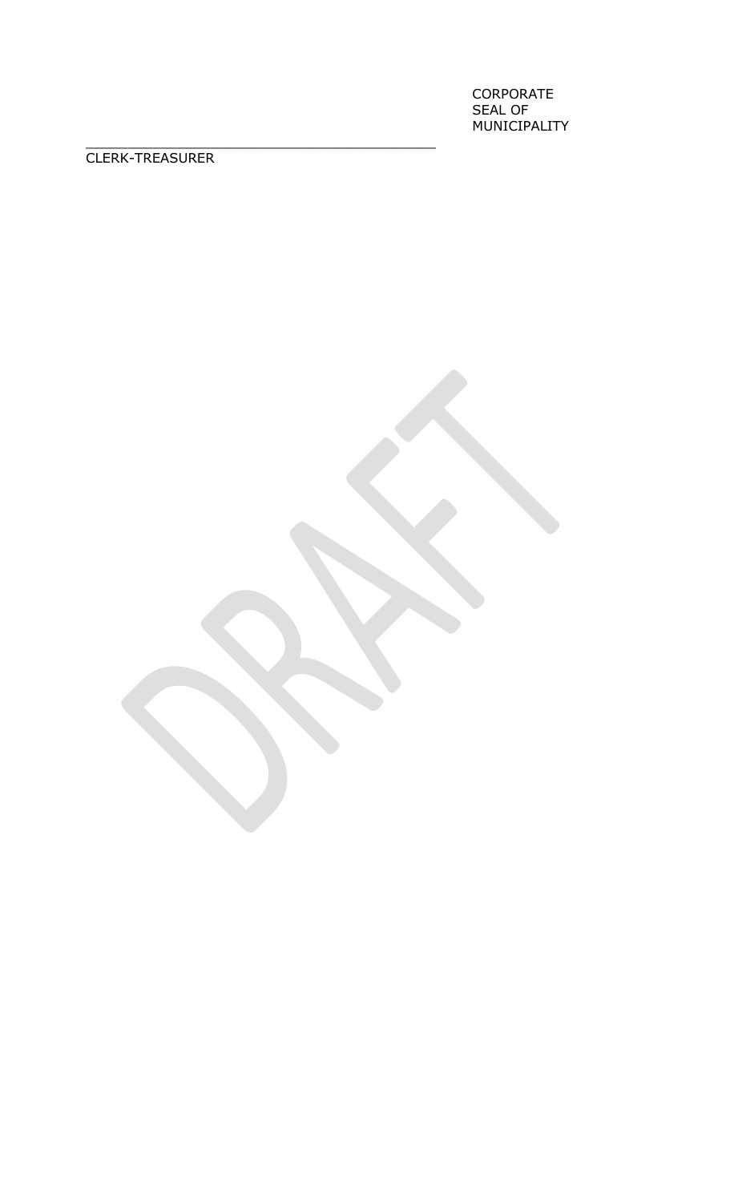CORPORATE
SEAL OF
MUNICIPALITY

___________________________________________

CLERK-TREASURER

DRAFT